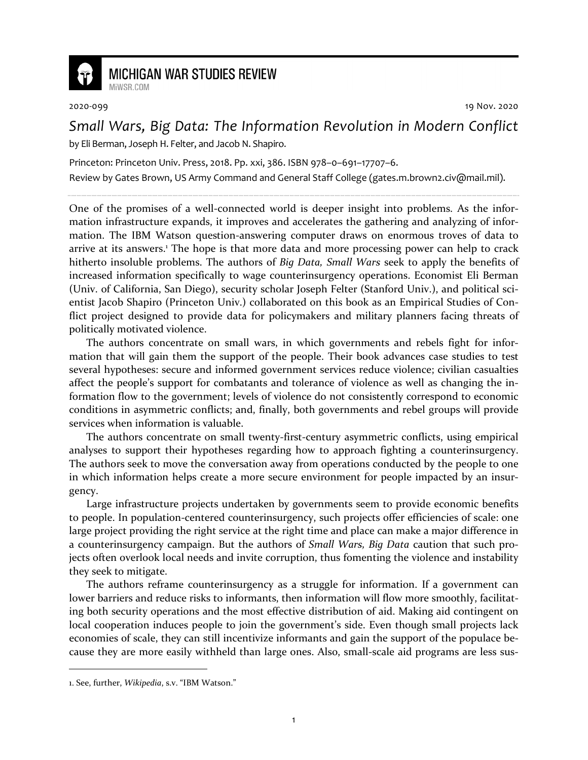MICHIGAN WAR STUDIES REVIEW

MiWSR.COM

2020-099 19 Nov. 2020

# *Small Wars, Big Data: The Information Revolution in Modern Conflict*

by Eli Berman, Joseph H. Felter, and Jacob N. Shapiro.

Princeton: Princeton Univ. Press, 2018. Pp. xxi, 386. ISBN 978–0–691–17707–6.

Review by Gates Brown, US Army Command and General Staff College (gates.m.brown2.civ@mail.mil).

---

One of the promises of a well-connected world is deeper insight into problems. As the information infrastructure expands, it improves and accelerates the gathering and analyzing of information. The IBM Watson question-answering computer draws on enormous troves of data to arrive at its answers.[1] The hope is that more data and more processing power can help to crack hitherto insoluble problems. The authors of *Big Data, Small Wars* seek to apply the benefits of increased information specifically to wage counterinsurgency operations. Economist Eli Berman (Univ. of California, San Diego), security scholar Joseph Felter (Stanford Univ.), and political scientist Jacob Shapiro (Princeton Univ.) collaborated on this book as an Empirical Studies of Conflict project designed to provide data for policymakers and military planners facing threats of politically motivated violence.

The authors concentrate on small wars, in which governments and rebels fight for information that will gain them the support of the people. Their book advances case studies to test several hypotheses: secure and informed government services reduce violence; civilian casualties affect the people's support for combatants and tolerance of violence as well as changing the information flow to the government; levels of violence do not consistently correspond to economic conditions in asymmetric conflicts; and, finally, both governments and rebel groups will provide services when information is valuable.

The authors concentrate on small twenty-first-century asymmetric conflicts, using empirical analyses to support their hypotheses regarding how to approach fighting a counterinsurgency. The authors seek to move the conversation away from operations conducted by the people to one in which information helps create a more secure environment for people impacted by an insurgency.

Large infrastructure projects undertaken by governments seem to provide economic benefits to people. In population-centered counterinsurgency, such projects offer efficiencies of scale: one large project providing the right service at the right time and place can make a major difference in a counterinsurgency campaign. But the authors of *Small Wars, Big Data* caution that such projects often overlook local needs and invite corruption, thus fomenting the violence and instability they seek to mitigate.

The authors reframe counterinsurgency as a struggle for information. If a government can lower barriers and reduce risks to informants, then information will flow more smoothly, facilitating both security operations and the most effective distribution of aid. Making aid contingent on local cooperation induces people to join the government's side. Even though small projects lack economies of scale, they can still incentivize informants and gain the support of the populace because they are more easily withheld than large ones. Also, small-scale aid programs are less sus-

---

1. See, further, *Wikipedia*, s.v. "IBM Watson."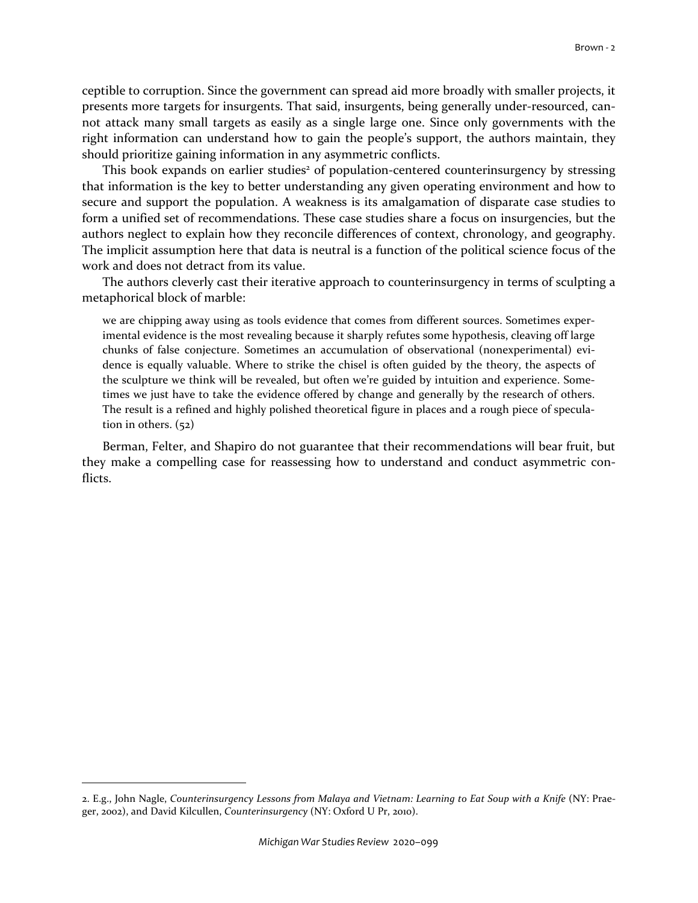ceptible to corruption. Since the government can spread aid more broadly with smaller projects, it presents more targets for insurgents. That said, insurgents, being generally under-resourced, cannot attack many small targets as easily as a single large one. Since only governments with the right information can understand how to gain the people's support, the authors maintain, they should prioritize gaining information in any asymmetric conflicts.

This book expands on earlier studies[2] of population-centered counterinsurgency by stressing that information is the key to better understanding any given operating environment and how to secure and support the population. A weakness is its amalgamation of disparate case studies to form a unified set of recommendations. These case studies share a focus on insurgencies, but the authors neglect to explain how they reconcile differences of context, chronology, and geography. The implicit assumption here that data is neutral is a function of the political science focus of the work and does not detract from its value.

The authors cleverly cast their iterative approach to counterinsurgency in terms of sculpting a metaphorical block of marble:

> we are chipping away using as tools evidence that comes from different sources. Sometimes experimental evidence is the most revealing because it sharply refutes some hypothesis, cleaving off large chunks of false conjecture. Sometimes an accumulation of observational (nonexperimental) evidence is equally valuable. Where to strike the chisel is often guided by the theory, the aspects of the sculpture we think will be revealed, but often we're guided by intuition and experience. Sometimes we just have to take the evidence offered by change and generally by the research of others. The result is a refined and highly polished theoretical figure in places and a rough piece of speculation in others. (52)

Berman, Felter, and Shapiro do not guarantee that their recommendations will bear fruit, but they make a compelling case for reassessing how to understand and conduct asymmetric conflicts.

---

2. E.g., John Nagle, *Counterinsurgency Lessons from Malaya and Vietnam: Learning to Eat Soup with a Knife* (NY: Praeger, 2002), and David Kilcullen, *Counterinsurgency* (NY: Oxford U Pr, 2010).